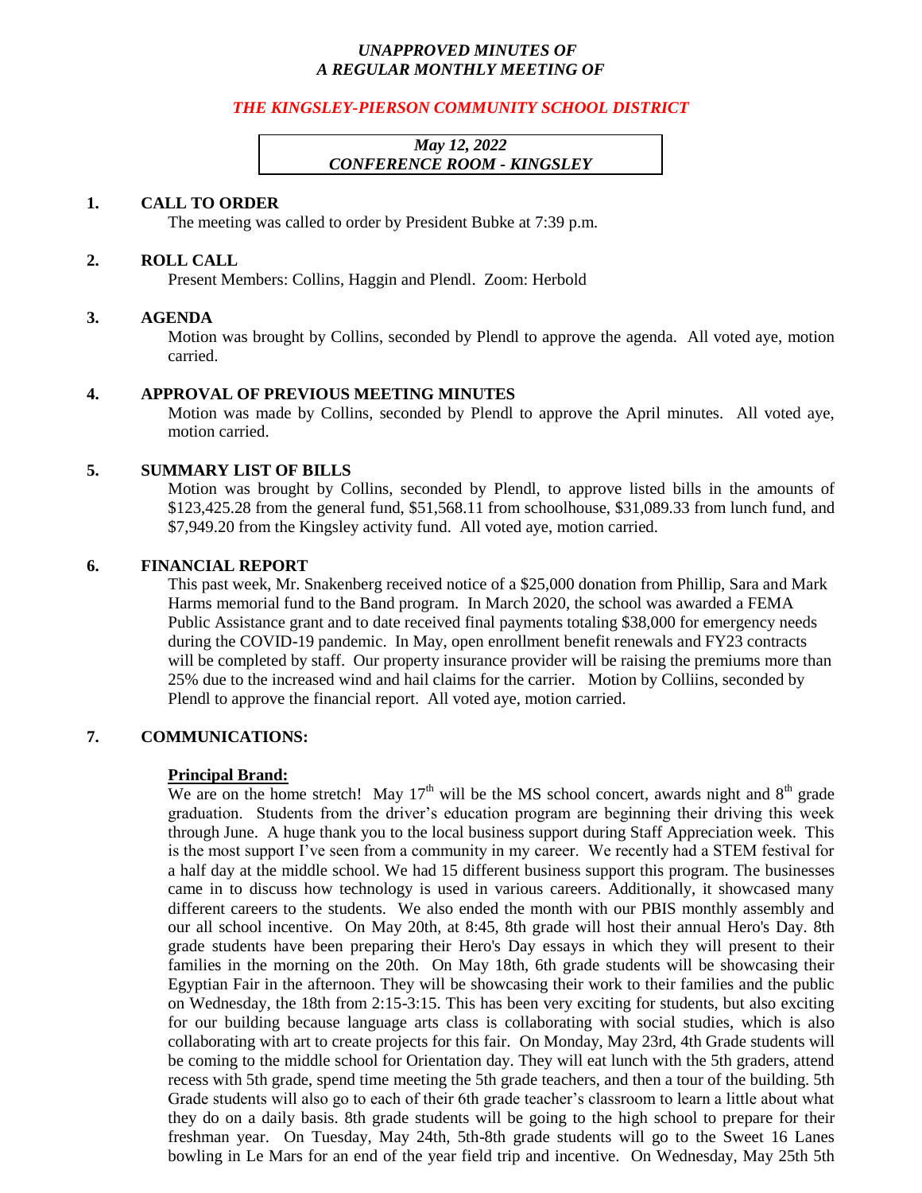***UNAPPROVED MINUTES OF***
***A REGULAR MONTHLY MEETING OF***

***THE KINGSLEY-PIERSON COMMUNITY SCHOOL DISTRICT***

***May 12, 2022***
***CONFERENCE ROOM - KINGSLEY***

**1. CALL TO ORDER**

The meeting was called to order by President Bubke at 7:39 p.m.

**2. ROLL CALL**

Present Members: Collins, Haggin and Plendl. Zoom: Herbold

**3. AGENDA**

Motion was brought by Collins, seconded by Plendl to approve the agenda. All voted aye, motion carried.

**4. APPROVAL OF PREVIOUS MEETING MINUTES**

Motion was made by Collins, seconded by Plendl to approve the April minutes. All voted aye, motion carried.

**5. SUMMARY LIST OF BILLS**

Motion was brought by Collins, seconded by Plendl, to approve listed bills in the amounts of $123,425.28 from the general fund, $51,568.11 from schoolhouse, $31,089.33 from lunch fund, and $7,949.20 from the Kingsley activity fund. All voted aye, motion carried.

**6. FINANCIAL REPORT**

This past week, Mr. Snakenberg received notice of a $25,000 donation from Phillip, Sara and Mark Harms memorial fund to the Band program. In March 2020, the school was awarded a FEMA Public Assistance grant and to date received final payments totaling $38,000 for emergency needs during the COVID-19 pandemic. In May, open enrollment benefit renewals and FY23 contracts will be completed by staff. Our property insurance provider will be raising the premiums more than 25% due to the increased wind and hail claims for the carrier. Motion by Colliins, seconded by Plendl to approve the financial report. All voted aye, motion carried.

**7. COMMUNICATIONS:**

**Principal Brand:**

We are on the home stretch! May 17th will be the MS school concert, awards night and 8th grade graduation. Students from the driver's education program are beginning their driving this week through June. A huge thank you to the local business support during Staff Appreciation week. This is the most support I've seen from a community in my career. We recently had a STEM festival for a half day at the middle school. We had 15 different business support this program. The businesses came in to discuss how technology is used in various careers. Additionally, it showcased many different careers to the students. We also ended the month with our PBIS monthly assembly and our all school incentive. On May 20th, at 8:45, 8th grade will host their annual Hero's Day. 8th grade students have been preparing their Hero's Day essays in which they will present to their families in the morning on the 20th. On May 18th, 6th grade students will be showcasing their Egyptian Fair in the afternoon. They will be showcasing their work to their families and the public on Wednesday, the 18th from 2:15-3:15. This has been very exciting for students, but also exciting for our building because language arts class is collaborating with social studies, which is also collaborating with art to create projects for this fair. On Monday, May 23rd, 4th Grade students will be coming to the middle school for Orientation day. They will eat lunch with the 5th graders, attend recess with 5th grade, spend time meeting the 5th grade teachers, and then a tour of the building. 5th Grade students will also go to each of their 6th grade teacher's classroom to learn a little about what they do on a daily basis. 8th grade students will be going to the high school to prepare for their freshman year. On Tuesday, May 24th, 5th-8th grade students will go to the Sweet 16 Lanes bowling in Le Mars for an end of the year field trip and incentive. On Wednesday, May 25th 5th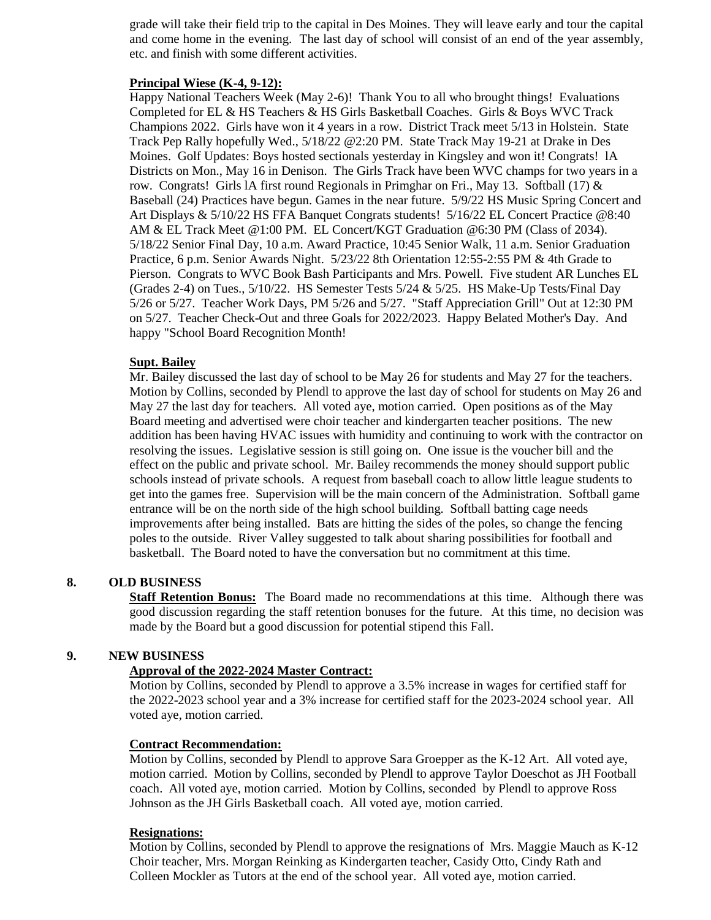grade will take their field trip to the capital in Des Moines. They will leave early and tour the capital and come home in the evening. The last day of school will consist of an end of the year assembly, etc. and finish with some different activities.

**Principal Wiese (K-4, 9-12):**

Happy National Teachers Week (May 2-6)! Thank You to all who brought things! Evaluations Completed for EL & HS Teachers & HS Girls Basketball Coaches. Girls & Boys WVC Track Champions 2022. Girls have won it 4 years in a row. District Track meet 5/13 in Holstein. State Track Pep Rally hopefully Wed., 5/18/22 @2:20 PM. State Track May 19-21 at Drake in Des Moines. Golf Updates: Boys hosted sectionals yesterday in Kingsley and won it! Congrats! lA Districts on Mon., May 16 in Denison. The Girls Track have been WVC champs for two years in a row. Congrats! Girls lA first round Regionals in Primghar on Fri., May 13. Softball (17) & Baseball (24) Practices have begun. Games in the near future. 5/9/22 HS Music Spring Concert and Art Displays & 5/10/22 HS FFA Banquet Congrats students! 5/16/22 EL Concert Practice @8:40 AM & EL Track Meet @1:00 PM. EL Concert/KGT Graduation @6:30 PM (Class of 2034). 5/18/22 Senior Final Day, 10 a.m. Award Practice, 10:45 Senior Walk, 11 a.m. Senior Graduation Practice, 6 p.m. Senior Awards Night. 5/23/22 8th Orientation 12:55-2:55 PM & 4th Grade to Pierson. Congrats to WVC Book Bash Participants and Mrs. Powell. Five student AR Lunches EL (Grades 2-4) on Tues., 5/10/22. HS Semester Tests 5/24 & 5/25. HS Make-Up Tests/Final Day 5/26 or 5/27. Teacher Work Days, PM 5/26 and 5/27. "Staff Appreciation Grill" Out at 12:30 PM on 5/27. Teacher Check-Out and three Goals for 2022/2023. Happy Belated Mother's Day. And happy "School Board Recognition Month!

**Supt. Bailey**

Mr. Bailey discussed the last day of school to be May 26 for students and May 27 for the teachers. Motion by Collins, seconded by Plendl to approve the last day of school for students on May 26 and May 27 the last day for teachers. All voted aye, motion carried. Open positions as of the May Board meeting and advertised were choir teacher and kindergarten teacher positions. The new addition has been having HVAC issues with humidity and continuing to work with the contractor on resolving the issues. Legislative session is still going on. One issue is the voucher bill and the effect on the public and private school. Mr. Bailey recommends the money should support public schools instead of private schools. A request from baseball coach to allow little league students to get into the games free. Supervision will be the main concern of the Administration. Softball game entrance will be on the north side of the high school building. Softball batting cage needs improvements after being installed. Bats are hitting the sides of the poles, so change the fencing poles to the outside. River Valley suggested to talk about sharing possibilities for football and basketball. The Board noted to have the conversation but no commitment at this time.

**8. OLD BUSINESS**

**Staff Retention Bonus:** The Board made no recommendations at this time. Although there was good discussion regarding the staff retention bonuses for the future. At this time, no decision was made by the Board but a good discussion for potential stipend this Fall.

**9. NEW BUSINESS**

**Approval of the 2022-2024 Master Contract:**

Motion by Collins, seconded by Plendl to approve a 3.5% increase in wages for certified staff for the 2022-2023 school year and a 3% increase for certified staff for the 2023-2024 school year. All voted aye, motion carried.

**Contract Recommendation:**

Motion by Collins, seconded by Plendl to approve Sara Groepper as the K-12 Art. All voted aye, motion carried. Motion by Collins, seconded by Plendl to approve Taylor Doeschot as JH Football coach. All voted aye, motion carried. Motion by Collins, seconded by Plendl to approve Ross Johnson as the JH Girls Basketball coach. All voted aye, motion carried.

**Resignations:**

Motion by Collins, seconded by Plendl to approve the resignations of Mrs. Maggie Mauch as K-12 Choir teacher, Mrs. Morgan Reinking as Kindergarten teacher, Casidy Otto, Cindy Rath and Colleen Mockler as Tutors at the end of the school year. All voted aye, motion carried.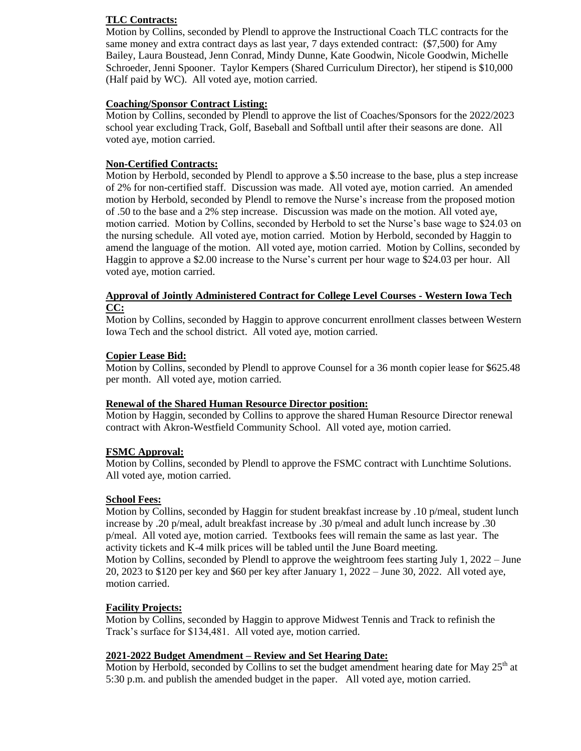**TLC Contracts:**

Motion by Collins, seconded by Plendl to approve the Instructional Coach TLC contracts for the same money and extra contract days as last year, 7 days extended contract: ($7,500) for Amy Bailey, Laura Boustead, Jenn Conrad, Mindy Dunne, Kate Goodwin, Nicole Goodwin, Michelle Schroeder, Jenni Spooner. Taylor Kempers (Shared Curriculum Director), her stipend is $10,000 (Half paid by WC). All voted aye, motion carried.

**Coaching/Sponsor Contract Listing:**

Motion by Collins, seconded by Plendl to approve the list of Coaches/Sponsors for the 2022/2023 school year excluding Track, Golf, Baseball and Softball until after their seasons are done. All voted aye, motion carried.

**Non-Certified Contracts:**

Motion by Herbold, seconded by Plendl to approve a $.50 increase to the base, plus a step increase of 2% for non-certified staff. Discussion was made. All voted aye, motion carried. An amended motion by Herbold, seconded by Plendl to remove the Nurse's increase from the proposed motion of .50 to the base and a 2% step increase. Discussion was made on the motion. All voted aye, motion carried. Motion by Collins, seconded by Herbold to set the Nurse's base wage to $24.03 on the nursing schedule. All voted aye, motion carried. Motion by Herbold, seconded by Haggin to amend the language of the motion. All voted aye, motion carried. Motion by Collins, seconded by Haggin to approve a $2.00 increase to the Nurse's current per hour wage to $24.03 per hour. All voted aye, motion carried.

**Approval of Jointly Administered Contract for College Level Courses - Western Iowa Tech CC:**

Motion by Collins, seconded by Haggin to approve concurrent enrollment classes between Western Iowa Tech and the school district. All voted aye, motion carried.

**Copier Lease Bid:**

Motion by Collins, seconded by Plendl to approve Counsel for a 36 month copier lease for $625.48 per month. All voted aye, motion carried.

**Renewal of the Shared Human Resource Director position:**

Motion by Haggin, seconded by Collins to approve the shared Human Resource Director renewal contract with Akron-Westfield Community School. All voted aye, motion carried.

**FSMC Approval:**

Motion by Collins, seconded by Plendl to approve the FSMC contract with Lunchtime Solutions. All voted aye, motion carried.

**School Fees:**

Motion by Collins, seconded by Haggin for student breakfast increase by .10 p/meal, student lunch increase by .20 p/meal, adult breakfast increase by .30 p/meal and adult lunch increase by .30 p/meal. All voted aye, motion carried. Textbooks fees will remain the same as last year. The activity tickets and K-4 milk prices will be tabled until the June Board meeting.
Motion by Collins, seconded by Plendl to approve the weightroom fees starting July 1, 2022 – June 20, 2023 to $120 per key and $60 per key after January 1, 2022 – June 30, 2022. All voted aye, motion carried.

**Facility Projects:**

Motion by Collins, seconded by Haggin to approve Midwest Tennis and Track to refinish the Track's surface for $134,481. All voted aye, motion carried.

**2021-2022 Budget Amendment – Review and Set Hearing Date:**

Motion by Herbold, seconded by Collins to set the budget amendment hearing date for May 25th at 5:30 p.m. and publish the amended budget in the paper. All voted aye, motion carried.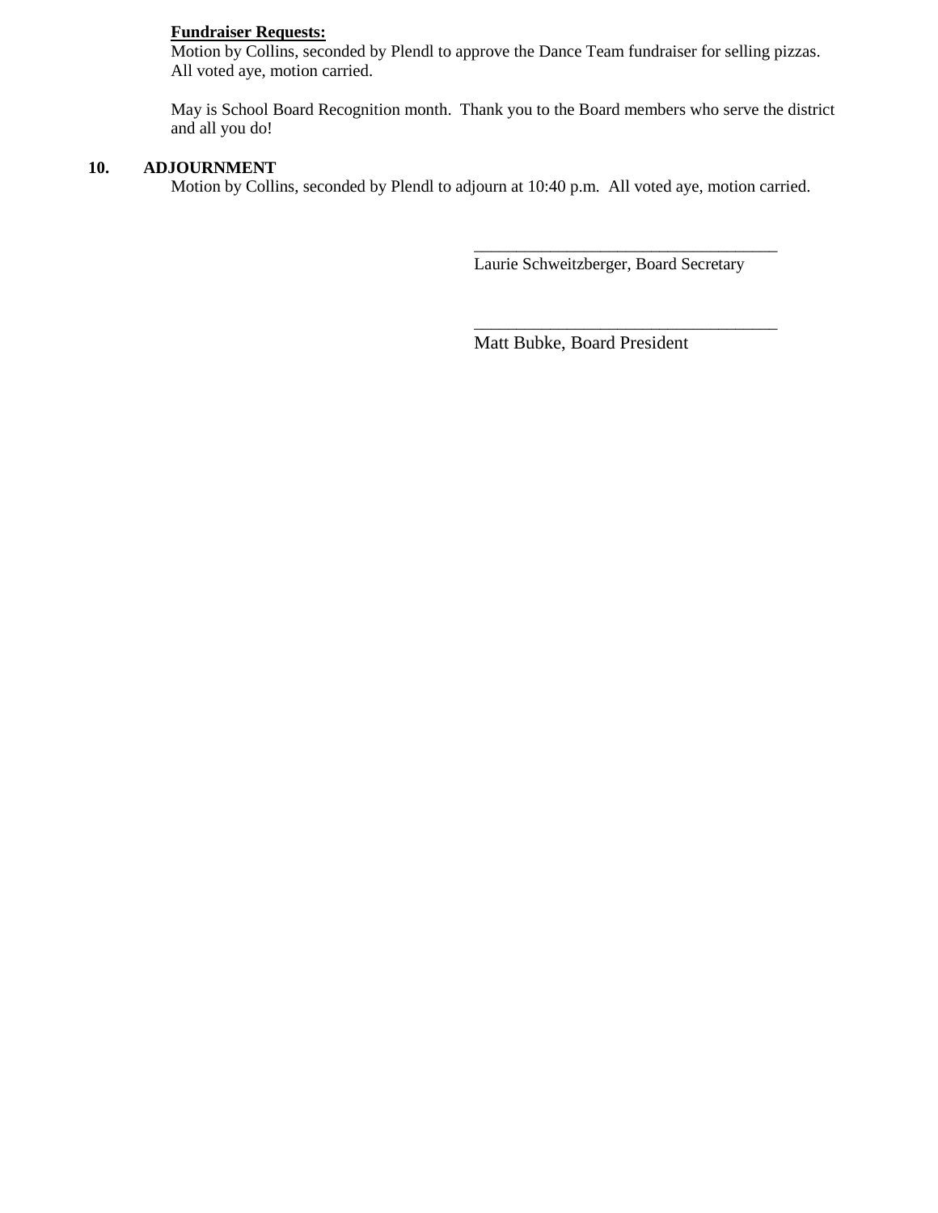**Fundraiser Requests:**
Motion by Collins, seconded by Plendl to approve the Dance Team fundraiser for selling pizzas. All voted aye, motion carried.

May is School Board Recognition month. Thank you to the Board members who serve the district and all you do!

**10. ADJOURNMENT**
Motion by Collins, seconded by Plendl to adjourn at 10:40 p.m. All voted aye, motion carried.

____________________________________
Laurie Schweitzberger, Board Secretary

____________________________________
Matt Bubke, Board President